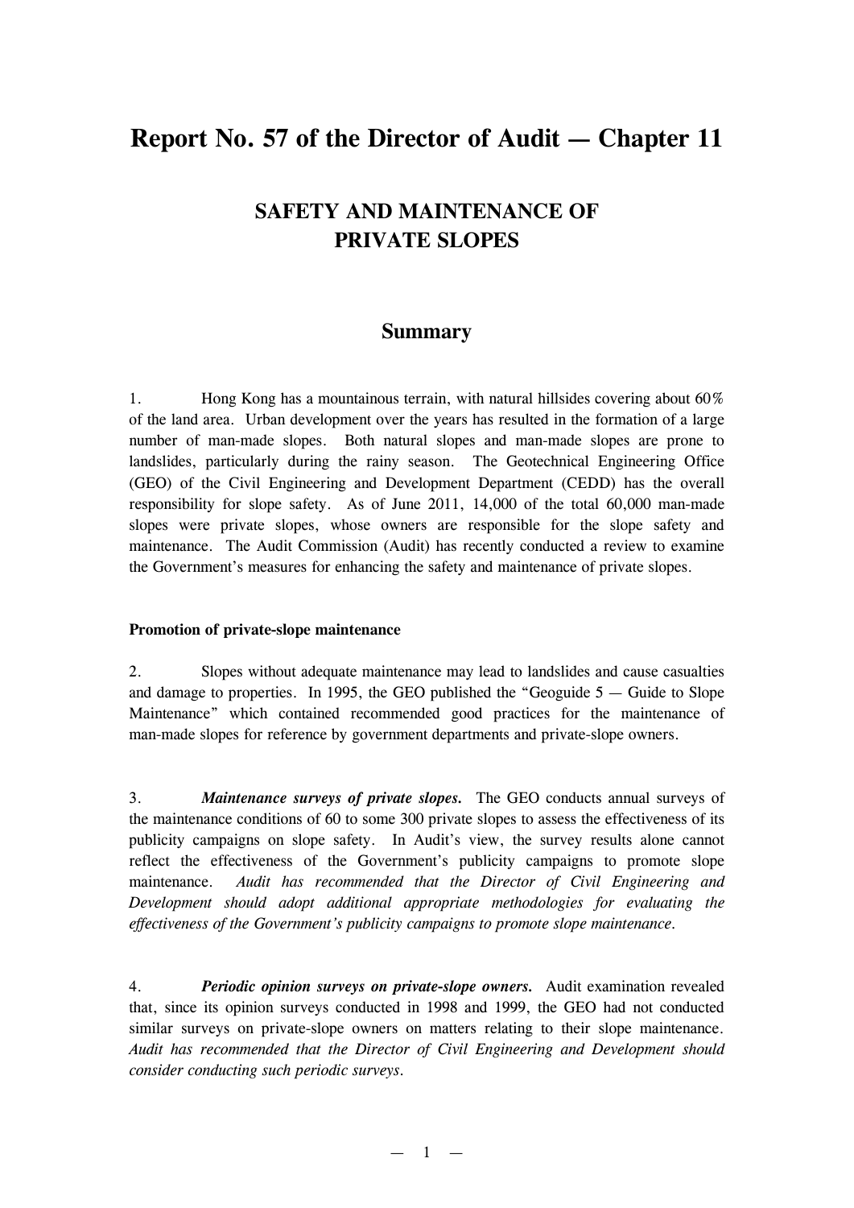# Report No. 57 of the Director of Audit — Chapter 11

## SAFETY AND MAINTENANCE OF PRIVATE SLOPES

### Summary

1. Hong Kong has a mountainous terrain, with natural hillsides covering about 60% of the land area. Urban development over the years has resulted in the formation of a large number of man-made slopes. Both natural slopes and man-made slopes are prone to landslides, particularly during the rainy season. The Geotechnical Engineering Office (GEO) of the Civil Engineering and Development Department (CEDD) has the overall responsibility for slope safety. As of June 2011, 14,000 of the total 60,000 man-made slopes were private slopes, whose owners are responsible for the slope safety and maintenance. The Audit Commission (Audit) has recently conducted a review to examine the Government's measures for enhancing the safety and maintenance of private slopes.

**Promotion of private-slope maintenance**

2. Slopes without adequate maintenance may lead to landslides and cause casualties and damage to properties. In 1995, the GEO published the "Geoguide 5 — Guide to Slope Maintenance" which contained recommended good practices for the maintenance of man-made slopes for reference by government departments and private-slope owners.

3. ***Maintenance surveys of private slopes.*** The GEO conducts annual surveys of the maintenance conditions of 60 to some 300 private slopes to assess the effectiveness of its publicity campaigns on slope safety. In Audit's view, the survey results alone cannot reflect the effectiveness of the Government's publicity campaigns to promote slope maintenance. *Audit has recommended that the Director of Civil Engineering and Development should adopt additional appropriate methodologies for evaluating the effectiveness of the Government's publicity campaigns to promote slope maintenance.*

4. ***Periodic opinion surveys on private-slope owners.*** Audit examination revealed that, since its opinion surveys conducted in 1998 and 1999, the GEO had not conducted similar surveys on private-slope owners on matters relating to their slope maintenance. *Audit has recommended that the Director of Civil Engineering and Development should consider conducting such periodic surveys.*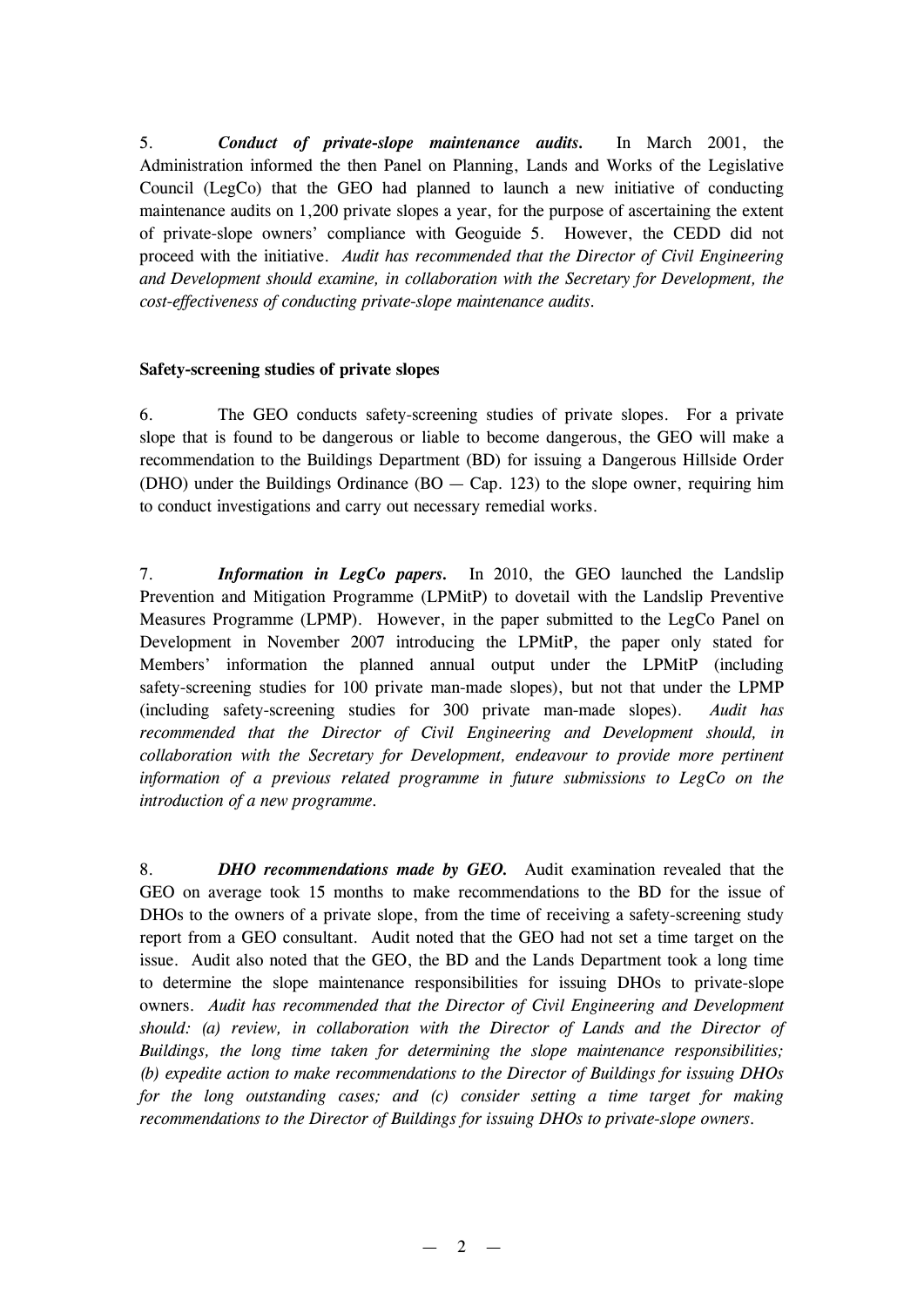5. ***Conduct of private-slope maintenance audits.*** In March 2001, the Administration informed the then Panel on Planning, Lands and Works of the Legislative Council (LegCo) that the GEO had planned to launch a new initiative of conducting maintenance audits on 1,200 private slopes a year, for the purpose of ascertaining the extent of private-slope owners' compliance with Geoguide 5. However, the CEDD did not proceed with the initiative. *Audit has recommended that the Director of Civil Engineering and Development should examine, in collaboration with the Secretary for Development, the cost-effectiveness of conducting private-slope maintenance audits.*

**Safety-screening studies of private slopes**

6. The GEO conducts safety-screening studies of private slopes. For a private slope that is found to be dangerous or liable to become dangerous, the GEO will make a recommendation to the Buildings Department (BD) for issuing a Dangerous Hillside Order (DHO) under the Buildings Ordinance (BO — Cap. 123) to the slope owner, requiring him to conduct investigations and carry out necessary remedial works.

7. ***Information in LegCo papers.*** In 2010, the GEO launched the Landslip Prevention and Mitigation Programme (LPMitP) to dovetail with the Landslip Preventive Measures Programme (LPMP). However, in the paper submitted to the LegCo Panel on Development in November 2007 introducing the LPMitP, the paper only stated for Members' information the planned annual output under the LPMitP (including safety-screening studies for 100 private man-made slopes), but not that under the LPMP (including safety-screening studies for 300 private man-made slopes). *Audit has recommended that the Director of Civil Engineering and Development should, in collaboration with the Secretary for Development, endeavour to provide more pertinent information of a previous related programme in future submissions to LegCo on the introduction of a new programme.*

8. ***DHO recommendations made by GEO.*** Audit examination revealed that the GEO on average took 15 months to make recommendations to the BD for the issue of DHOs to the owners of a private slope, from the time of receiving a safety-screening study report from a GEO consultant. Audit noted that the GEO had not set a time target on the issue. Audit also noted that the GEO, the BD and the Lands Department took a long time to determine the slope maintenance responsibilities for issuing DHOs to private-slope owners. *Audit has recommended that the Director of Civil Engineering and Development should: (a) review, in collaboration with the Director of Lands and the Director of Buildings, the long time taken for determining the slope maintenance responsibilities; (b) expedite action to make recommendations to the Director of Buildings for issuing DHOs for the long outstanding cases; and (c) consider setting a time target for making recommendations to the Director of Buildings for issuing DHOs to private-slope owners.*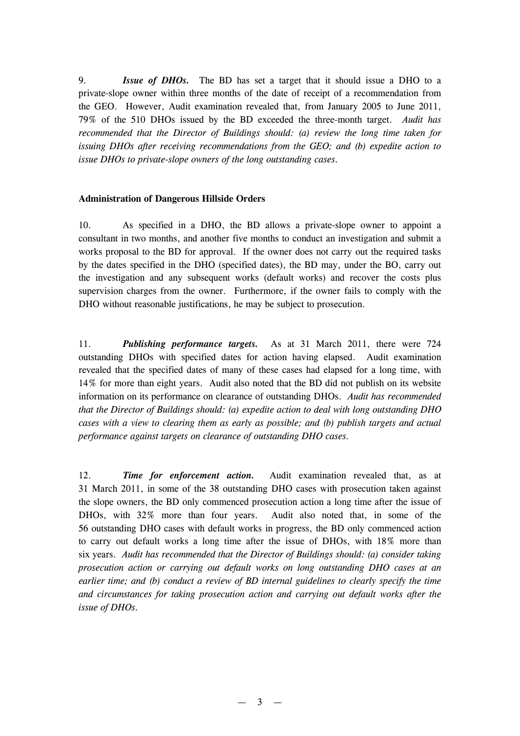9. ***Issue of DHOs.*** The BD has set a target that it should issue a DHO to a private-slope owner within three months of the date of receipt of a recommendation from the GEO. However, Audit examination revealed that, from January 2005 to June 2011, 79% of the 510 DHOs issued by the BD exceeded the three-month target. *Audit has recommended that the Director of Buildings should: (a) review the long time taken for issuing DHOs after receiving recommendations from the GEO; and (b) expedite action to issue DHOs to private-slope owners of the long outstanding cases.*

**Administration of Dangerous Hillside Orders**

10. As specified in a DHO, the BD allows a private-slope owner to appoint a consultant in two months, and another five months to conduct an investigation and submit a works proposal to the BD for approval. If the owner does not carry out the required tasks by the dates specified in the DHO (specified dates), the BD may, under the BO, carry out the investigation and any subsequent works (default works) and recover the costs plus supervision charges from the owner. Furthermore, if the owner fails to comply with the DHO without reasonable justifications, he may be subject to prosecution.

11. ***Publishing performance targets.*** As at 31 March 2011, there were 724 outstanding DHOs with specified dates for action having elapsed. Audit examination revealed that the specified dates of many of these cases had elapsed for a long time, with 14% for more than eight years. Audit also noted that the BD did not publish on its website information on its performance on clearance of outstanding DHOs. *Audit has recommended that the Director of Buildings should: (a) expedite action to deal with long outstanding DHO cases with a view to clearing them as early as possible; and (b) publish targets and actual performance against targets on clearance of outstanding DHO cases.*

12. ***Time for enforcement action.*** Audit examination revealed that, as at 31 March 2011, in some of the 38 outstanding DHO cases with prosecution taken against the slope owners, the BD only commenced prosecution action a long time after the issue of DHOs, with 32% more than four years. Audit also noted that, in some of the 56 outstanding DHO cases with default works in progress, the BD only commenced action to carry out default works a long time after the issue of DHOs, with 18% more than six years. *Audit has recommended that the Director of Buildings should: (a) consider taking prosecution action or carrying out default works on long outstanding DHO cases at an earlier time; and (b) conduct a review of BD internal guidelines to clearly specify the time and circumstances for taking prosecution action and carrying out default works after the issue of DHOs.*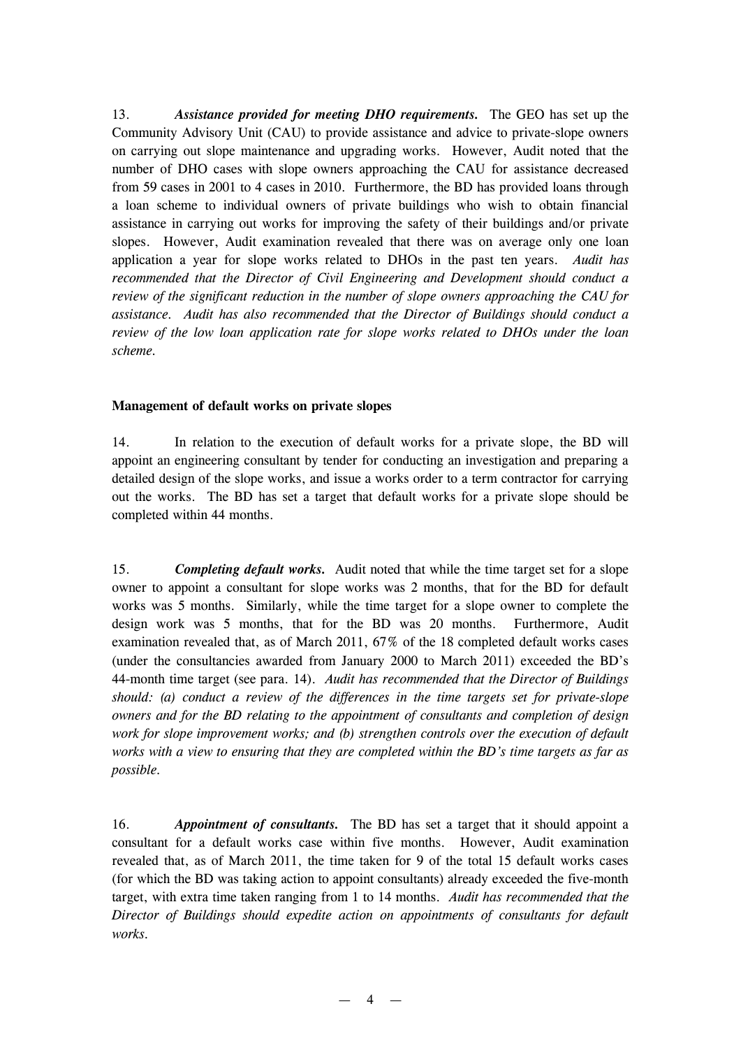13. ***Assistance provided for meeting DHO requirements.*** The GEO has set up the Community Advisory Unit (CAU) to provide assistance and advice to private-slope owners on carrying out slope maintenance and upgrading works. However, Audit noted that the number of DHO cases with slope owners approaching the CAU for assistance decreased from 59 cases in 2001 to 4 cases in 2010. Furthermore, the BD has provided loans through a loan scheme to individual owners of private buildings who wish to obtain financial assistance in carrying out works for improving the safety of their buildings and/or private slopes. However, Audit examination revealed that there was on average only one loan application a year for slope works related to DHOs in the past ten years. *Audit has recommended that the Director of Civil Engineering and Development should conduct a review of the significant reduction in the number of slope owners approaching the CAU for assistance. Audit has also recommended that the Director of Buildings should conduct a review of the low loan application rate for slope works related to DHOs under the loan scheme.*

**Management of default works on private slopes**

14. In relation to the execution of default works for a private slope, the BD will appoint an engineering consultant by tender for conducting an investigation and preparing a detailed design of the slope works, and issue a works order to a term contractor for carrying out the works. The BD has set a target that default works for a private slope should be completed within 44 months.

15. ***Completing default works.*** Audit noted that while the time target set for a slope owner to appoint a consultant for slope works was 2 months, that for the BD for default works was 5 months. Similarly, while the time target for a slope owner to complete the design work was 5 months, that for the BD was 20 months. Furthermore, Audit examination revealed that, as of March 2011, 67% of the 18 completed default works cases (under the consultancies awarded from January 2000 to March 2011) exceeded the BD's 44-month time target (see para. 14). *Audit has recommended that the Director of Buildings should: (a) conduct a review of the differences in the time targets set for private-slope owners and for the BD relating to the appointment of consultants and completion of design work for slope improvement works; and (b) strengthen controls over the execution of default works with a view to ensuring that they are completed within the BD's time targets as far as possible.*

16. ***Appointment of consultants.*** The BD has set a target that it should appoint a consultant for a default works case within five months. However, Audit examination revealed that, as of March 2011, the time taken for 9 of the total 15 default works cases (for which the BD was taking action to appoint consultants) already exceeded the five-month target, with extra time taken ranging from 1 to 14 months. *Audit has recommended that the Director of Buildings should expedite action on appointments of consultants for default works.*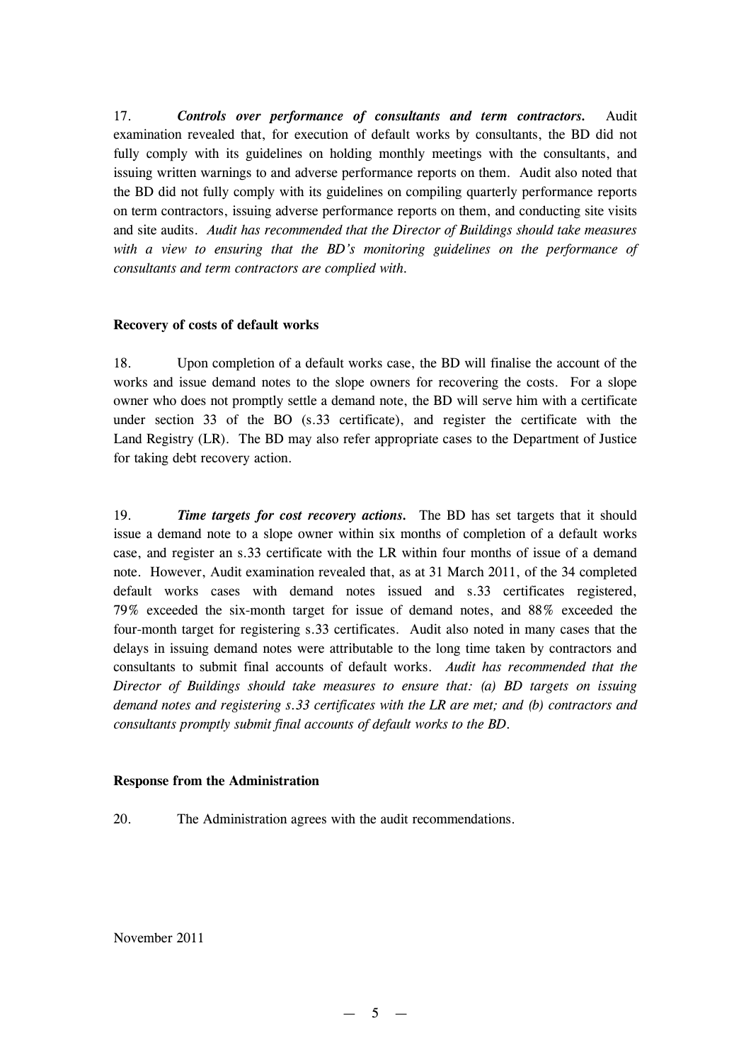17. ***Controls over performance of consultants and term contractors.*** Audit examination revealed that, for execution of default works by consultants, the BD did not fully comply with its guidelines on holding monthly meetings with the consultants, and issuing written warnings to and adverse performance reports on them. Audit also noted that the BD did not fully comply with its guidelines on compiling quarterly performance reports on term contractors, issuing adverse performance reports on them, and conducting site visits and site audits. *Audit has recommended that the Director of Buildings should take measures with a view to ensuring that the BD's monitoring guidelines on the performance of consultants and term contractors are complied with.*

**Recovery of costs of default works**

18. Upon completion of a default works case, the BD will finalise the account of the works and issue demand notes to the slope owners for recovering the costs. For a slope owner who does not promptly settle a demand note, the BD will serve him with a certificate under section 33 of the BO (s.33 certificate), and register the certificate with the Land Registry (LR). The BD may also refer appropriate cases to the Department of Justice for taking debt recovery action.

19. ***Time targets for cost recovery actions.*** The BD has set targets that it should issue a demand note to a slope owner within six months of completion of a default works case, and register an s.33 certificate with the LR within four months of issue of a demand note. However, Audit examination revealed that, as at 31 March 2011, of the 34 completed default works cases with demand notes issued and s.33 certificates registered, 79% exceeded the six-month target for issue of demand notes, and 88% exceeded the four-month target for registering s.33 certificates. Audit also noted in many cases that the delays in issuing demand notes were attributable to the long time taken by contractors and consultants to submit final accounts of default works. *Audit has recommended that the Director of Buildings should take measures to ensure that: (a) BD targets on issuing demand notes and registering s.33 certificates with the LR are met; and (b) contractors and consultants promptly submit final accounts of default works to the BD.*

**Response from the Administration**

20. The Administration agrees with the audit recommendations.

November 2011